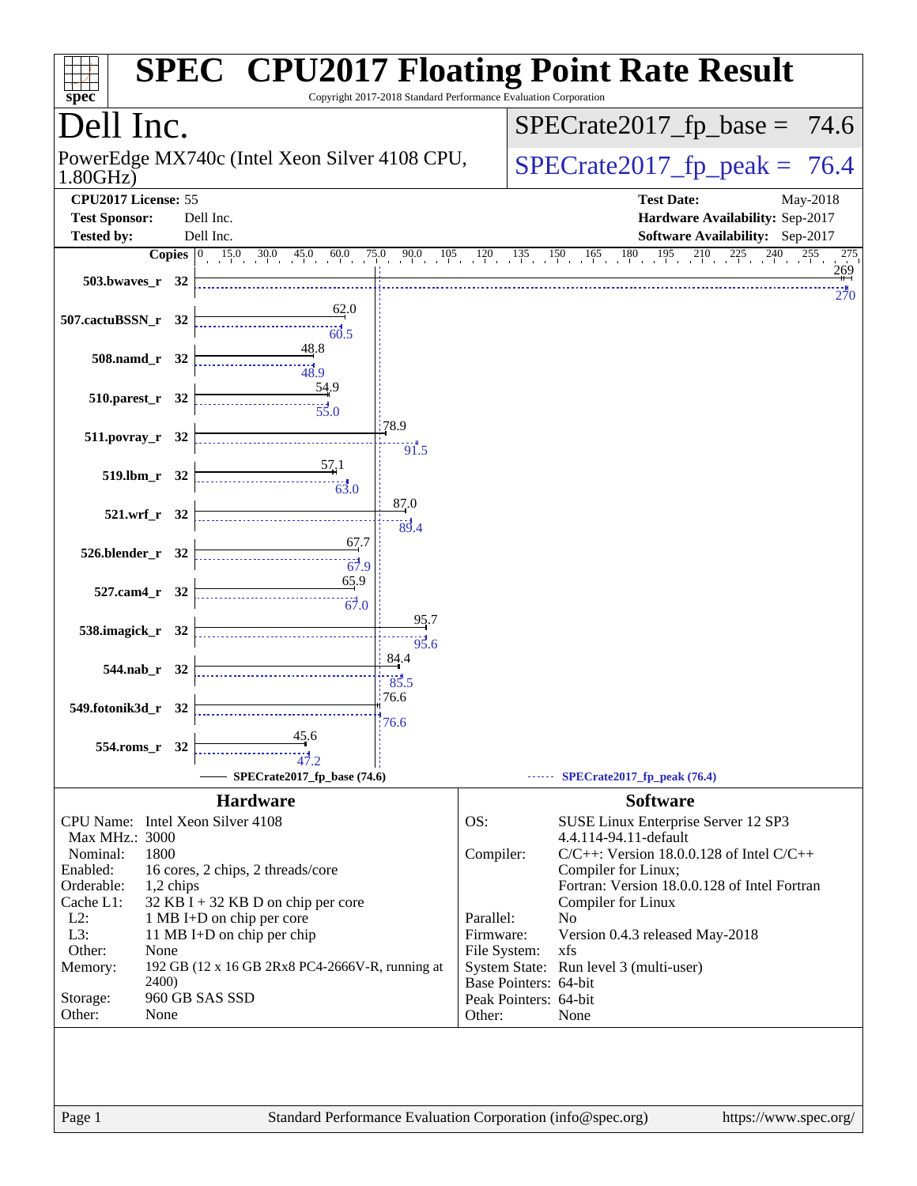# SPEC CPU2017 Floating Point Rate Result

Copyright 2017-2018 Standard Performance Evaluation Corporation

## Dell Inc.

PowerEdge MX740c (Intel Xeon Silver 4108 CPU, 1.80GHz)

SPECrate2017_fp_base = 74.6

SPECrate2017_fp_peak = 76.4

**CPU2017 License:** 55
**Test Sponsor:** Dell Inc.
**Tested by:** Dell Inc.

**Test Date:** May-2018
**Hardware Availability:** Sep-2017
**Software Availability:** Sep-2017

| Benchmark | Copies | Base | Peak |
|---|---|---|---|
| 503.bwaves_r | 32 | 269 | 270 |
| 507.cactuBSSN_r | 32 | 62.0 | 60.5 |
| 508.namd_r | 32 | 48.8 | 48.9 |
| 510.parest_r | 32 | 54.9 | 55.0 |
| 511.povray_r | 32 | 78.9 | 91.5 |
| 519.lbm_r | 32 | 57.1 | 63.0 |
| 521.wrf_r | 32 | 87.0 | 89.4 |
| 526.blender_r | 32 | 67.7 | 67.9 |
| 527.cam4_r | 32 | 65.9 | 67.0 |
| 538.imagick_r | 32 | 95.7 | 95.6 |
| 544.nab_r | 32 | 84.4 | 85.5 |
| 549.fotonik3d_r | 32 | 76.6 | 76.6 |
| 554.roms_r | 32 | 45.6 | 47.2 |

SPECrate2017_fp_base (74.6) — SPECrate2017_fp_peak (76.4)

## Hardware

| | |
|---|---|
| CPU Name: | Intel Xeon Silver 4108 |
| Max MHz.: | 3000 |
| Nominal: | 1800 |
| Enabled: | 16 cores, 2 chips, 2 threads/core |
| Orderable: | 1,2 chips |
| Cache L1: | 32 KB I + 32 KB D on chip per core |
| L2: | 1 MB I+D on chip per core |
| L3: | 11 MB I+D on chip per chip |
| Other: | None |
| Memory: | 192 GB (12 x 16 GB 2Rx8 PC4-2666V-R, running at 2400) |
| Storage: | 960 GB SAS SSD |
| Other: | None |

## Software

| | |
|---|---|
| OS: | SUSE Linux Enterprise Server 12 SP3 4.4.114-94.11-default |
| Compiler: | C/C++: Version 18.0.0.128 of Intel C/C++ Compiler for Linux; Fortran: Version 18.0.0.128 of Intel Fortran Compiler for Linux |
| Parallel: | No |
| Firmware: | Version 0.4.3 released May-2018 |
| File System: | xfs |
| System State: | Run level 3 (multi-user) |
| Base Pointers: | 64-bit |
| Peak Pointers: | 64-bit |
| Other: | None |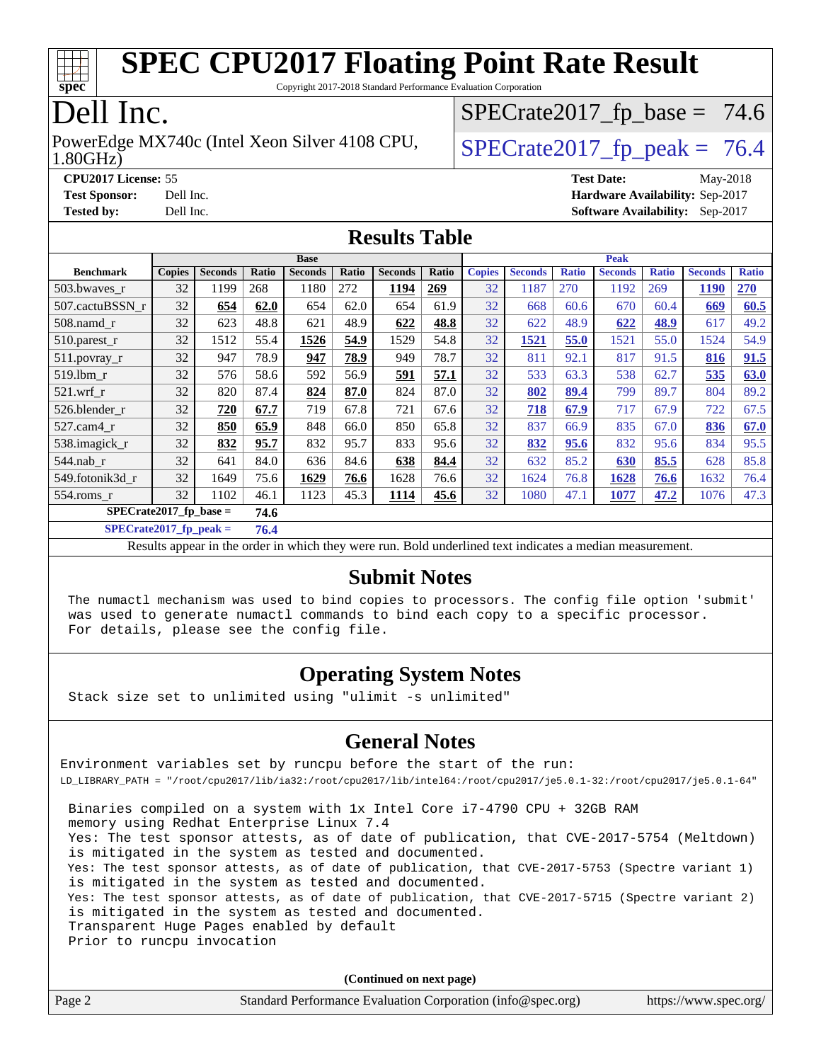# SPEC CPU2017 Floating Point Rate Result

Copyright 2017-2018 Standard Performance Evaluation Corporation

# Dell Inc.

PowerEdge MX740c (Intel Xeon Silver 4108 CPU, 1.80GHz)

SPECrate2017_fp_base = 74.6

SPECrate2017_fp_peak = 76.4

**CPU2017 License:** 55
**Test Sponsor:** Dell Inc.
**Tested by:** Dell Inc.

**Test Date:** May-2018
**Hardware Availability:** Sep-2017
**Software Availability:** Sep-2017

## Results Table

| | Base | | | | | | | Peak | | | | | | |
|---|---|---|---|---|---|---|---|---|---|---|---|---|---|---|
| **Benchmark** | **Copies** | **Seconds** | **Ratio** | **Seconds** | **Ratio** | **Seconds** | **Ratio** | **Copies** | **Seconds** | **Ratio** | **Seconds** | **Ratio** | **Seconds** | **Ratio** |
| 503.bwaves_r | 32 | 1199 | 268 | 1180 | 272 | **1194** | **269** | 32 | 1187 | 270 | 1192 | 269 | **1190** | **270** |
| 507.cactuBSSN_r | 32 | **654** | **62.0** | 654 | 62.0 | 654 | 61.9 | 32 | 668 | 60.6 | 670 | 60.4 | **669** | **60.5** |
| 508.namd_r | 32 | 623 | 48.8 | 621 | 48.9 | **622** | **48.8** | 32 | 622 | 48.9 | **622** | **48.9** | 617 | 49.2 |
| 510.parest_r | 32 | 1512 | 55.4 | **1526** | **54.9** | 1529 | 54.8 | 32 | **1521** | **55.0** | 1521 | 55.0 | 1524 | 54.9 |
| 511.povray_r | 32 | 947 | 78.9 | **947** | **78.9** | 949 | 78.7 | 32 | 811 | 92.1 | 817 | 91.5 | **816** | **91.5** |
| 519.lbm_r | 32 | 576 | 58.6 | 592 | 56.9 | **591** | **57.1** | 32 | 533 | 63.3 | 538 | 62.7 | **535** | **63.0** |
| 521.wrf_r | 32 | 820 | 87.4 | **824** | **87.0** | 824 | 87.0 | 32 | **802** | **89.4** | 799 | 89.7 | 804 | 89.2 |
| 526.blender_r | 32 | **720** | **67.7** | 719 | 67.8 | 721 | 67.6 | 32 | **718** | **67.9** | 717 | 67.9 | 722 | 67.5 |
| 527.cam4_r | 32 | **850** | **65.9** | 848 | 66.0 | 850 | 65.8 | 32 | 837 | 66.9 | 835 | 67.0 | **836** | **67.0** |
| 538.imagick_r | 32 | **832** | **95.7** | 832 | 95.7 | 833 | 95.6 | 32 | **832** | **95.6** | 832 | 95.6 | 834 | 95.5 |
| 544.nab_r | 32 | 641 | 84.0 | 636 | 84.6 | **638** | **84.4** | 32 | 632 | 85.2 | **630** | **85.5** | 628 | 85.8 |
| 549.fotonik3d_r | 32 | 1649 | 75.6 | **1629** | **76.6** | 1628 | 76.6 | 32 | 1624 | 76.8 | **1628** | **76.6** | 1632 | 76.4 |
| 554.roms_r | 32 | 1102 | 46.1 | 1123 | 45.3 | **1114** | **45.6** | 32 | 1080 | 47.1 | **1077** | **47.2** | 1076 | 47.3 |

**SPECrate2017_fp_base = 74.6**

**SPECrate2017_fp_peak = 76.4**

Results appear in the order in which they were run. Bold underlined text indicates a median measurement.

## Submit Notes

```
The numactl mechanism was used to bind copies to processors. The config file option 'submit'
was used to generate numactl commands to bind each copy to a specific processor.
For details, please see the config file.
```

## Operating System Notes

```
Stack size set to unlimited using "ulimit -s unlimited"
```

## General Notes

```
Environment variables set by runcpu before the start of the run:
LD_LIBRARY_PATH = "/root/cpu2017/lib/ia32:/root/cpu2017/lib/intel64:/root/cpu2017/je5.0.1-32:/root/cpu2017/je5.0.1-64"

 Binaries compiled on a system with 1x Intel Core i7-4790 CPU + 32GB RAM
 memory using Redhat Enterprise Linux 7.4
 Yes: The test sponsor attests, as of date of publication, that CVE-2017-5754 (Meltdown)
 is mitigated in the system as tested and documented.
 Yes: The test sponsor attests, as of date of publication, that CVE-2017-5753 (Spectre variant 1)
 is mitigated in the system as tested and documented.
 Yes: The test sponsor attests, as of date of publication, that CVE-2017-5715 (Spectre variant 2)
 is mitigated in the system as tested and documented.
 Transparent Huge Pages enabled by default
 Prior to runcpu invocation
```

**(Continued on next page)**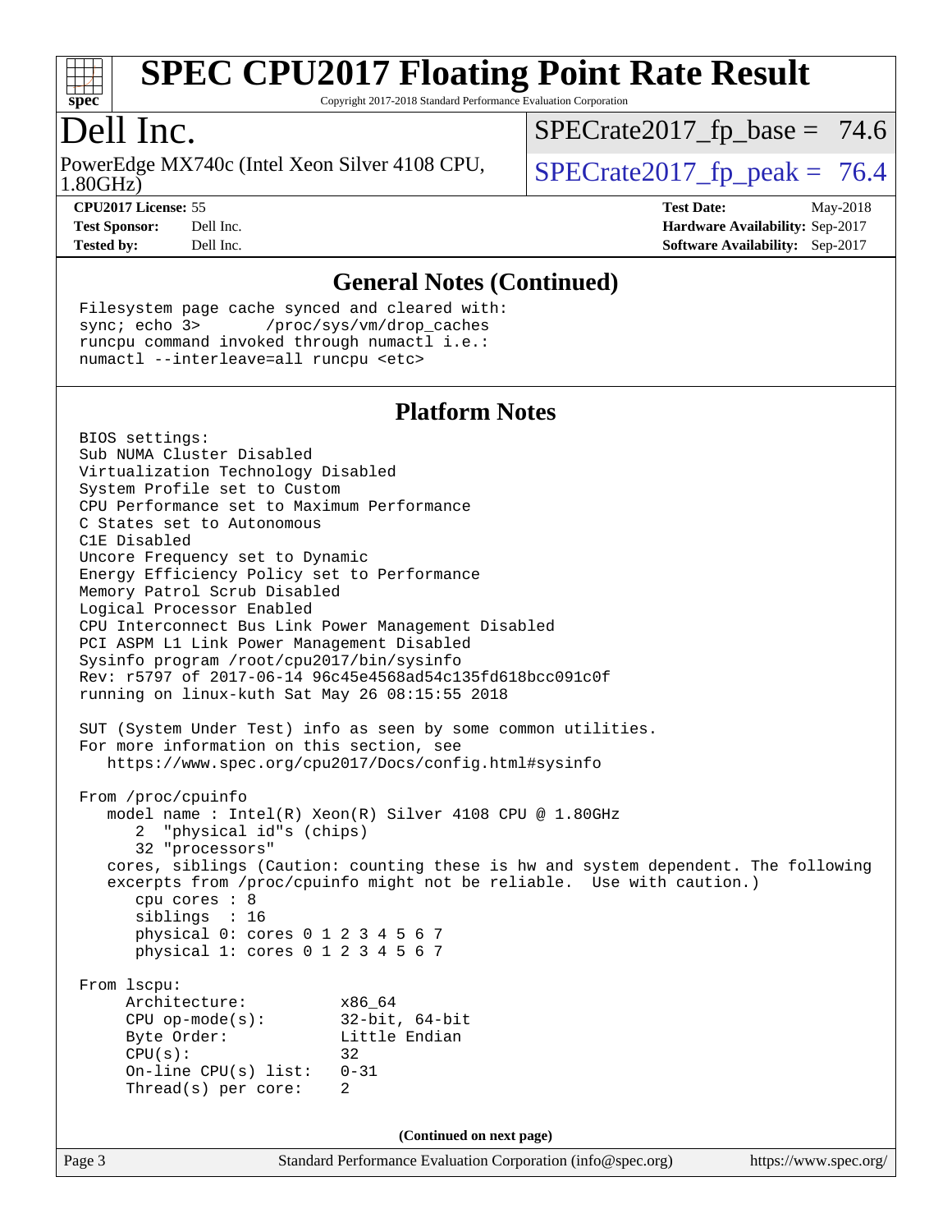# SPEC CPU2017 Floating Point Rate Result

Copyright 2017-2018 Standard Performance Evaluation Corporation

## Dell Inc.

PowerEdge MX740c (Intel Xeon Silver 4108 CPU, 1.80GHz)

SPECrate2017_fp_base = 74.6

SPECrate2017_fp_peak = 76.4

**CPU2017 License:** 55
**Test Sponsor:** Dell Inc.
**Tested by:** Dell Inc.

**Test Date:** May-2018
**Hardware Availability:** Sep-2017
**Software Availability:** Sep-2017

### General Notes (Continued)

```
Filesystem page cache synced and cleared with:
sync; echo 3>       /proc/sys/vm/drop_caches
runcpu command invoked through numactl i.e.:
numactl --interleave=all runcpu <etc>
```

### Platform Notes

```
BIOS settings:
Sub NUMA Cluster Disabled
Virtualization Technology Disabled
System Profile set to Custom
CPU Performance set to Maximum Performance
C States set to Autonomous
C1E Disabled
Uncore Frequency set to Dynamic
Energy Efficiency Policy set to Performance
Memory Patrol Scrub Disabled
Logical Processor Enabled
CPU Interconnect Bus Link Power Management Disabled
PCI ASPM L1 Link Power Management Disabled
Sysinfo program /root/cpu2017/bin/sysinfo
Rev: r5797 of 2017-06-14 96c45e4568ad54c135fd618bcc091c0f
running on linux-kuth Sat May 26 08:15:55 2018

SUT (System Under Test) info as seen by some common utilities.
For more information on this section, see
   https://www.spec.org/cpu2017/Docs/config.html#sysinfo

From /proc/cpuinfo
   model name : Intel(R) Xeon(R) Silver 4108 CPU @ 1.80GHz
      2  "physical id"s (chips)
      32 "processors"
   cores, siblings (Caution: counting these is hw and system dependent. The following
   excerpts from /proc/cpuinfo might not be reliable.  Use with caution.)
      cpu cores : 8
      siblings  : 16
      physical 0: cores 0 1 2 3 4 5 6 7
      physical 1: cores 0 1 2 3 4 5 6 7

From lscpu:
     Architecture:          x86_64
     CPU op-mode(s):        32-bit, 64-bit
     Byte Order:            Little Endian
     CPU(s):                32
     On-line CPU(s) list:   0-31
     Thread(s) per core:    2
```

(Continued on next page)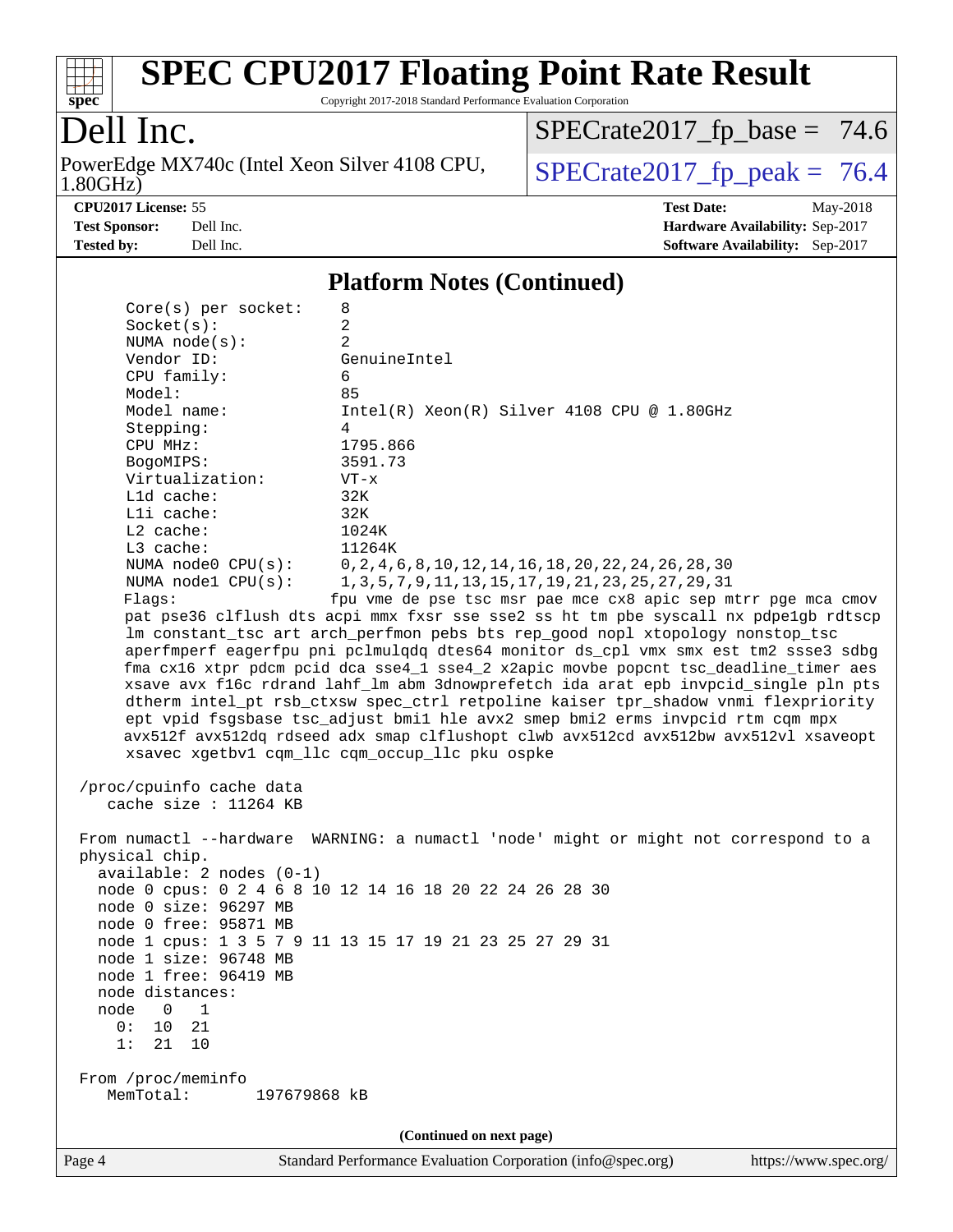## Platform Notes (Continued)

```
     Core(s) per socket:    8
     Socket(s):             2
     NUMA node(s):          2
     Vendor ID:             GenuineIntel
     CPU family:            6
     Model:                 85
     Model name:            Intel(R) Xeon(R) Silver 4108 CPU @ 1.80GHz
     Stepping:              4
     CPU MHz:               1795.866
     BogoMIPS:              3591.73
     Virtualization:        VT-x
     L1d cache:             32K
     L1i cache:             32K
     L2 cache:              1024K
     L3 cache:              11264K
     NUMA node0 CPU(s):     0,2,4,6,8,10,12,14,16,18,20,22,24,26,28,30
     NUMA node1 CPU(s):     1,3,5,7,9,11,13,15,17,19,21,23,25,27,29,31
     Flags:                fpu vme de pse tsc msr pae mce cx8 apic sep mtrr pge mca cmov
     pat pse36 clflush dts acpi mmx fxsr sse sse2 ss ht tm pbe syscall nx pdpe1gb rdtscp
     lm constant_tsc art arch_perfmon pebs bts rep_good nopl xtopology nonstop_tsc
     aperfmperf eagerfpu pni pclmulqdq dtes64 monitor ds_cpl vmx smx est tm2 ssse3 sdbg
     fma cx16 xtpr pdcm pcid dca sse4_1 sse4_2 x2apic movbe popcnt tsc_deadline_timer aes
     xsave avx f16c rdrand lahf_lm abm 3dnowprefetch ida arat epb invpcid_single pln pts
     dtherm intel_pt rsb_ctxsw spec_ctrl retpoline kaiser tpr_shadow vnmi flexpriority
     ept vpid fsgsbase tsc_adjust bmi1 hle avx2 smep bmi2 erms invpcid rtm cqm mpx
     avx512f avx512dq rdseed adx smap clflushopt clwb avx512cd avx512bw avx512vl xsaveopt
     xsavec xgetbv1 cqm_llc cqm_occup_llc pku ospke

 /proc/cpuinfo cache data
    cache size : 11264 KB

 From numactl --hardware  WARNING: a numactl 'node' might or might not correspond to a
 physical chip.
   available: 2 nodes (0-1)
   node 0 cpus: 0 2 4 6 8 10 12 14 16 18 20 22 24 26 28 30
   node 0 size: 96297 MB
   node 0 free: 95871 MB
   node 1 cpus: 1 3 5 7 9 11 13 15 17 19 21 23 25 27 29 31
   node 1 size: 96748 MB
   node 1 free: 96419 MB
   node distances:
   node   0   1
     0:  10  21
     1:  21  10

 From /proc/meminfo
    MemTotal:       197679868 kB
```

(Continued on next page)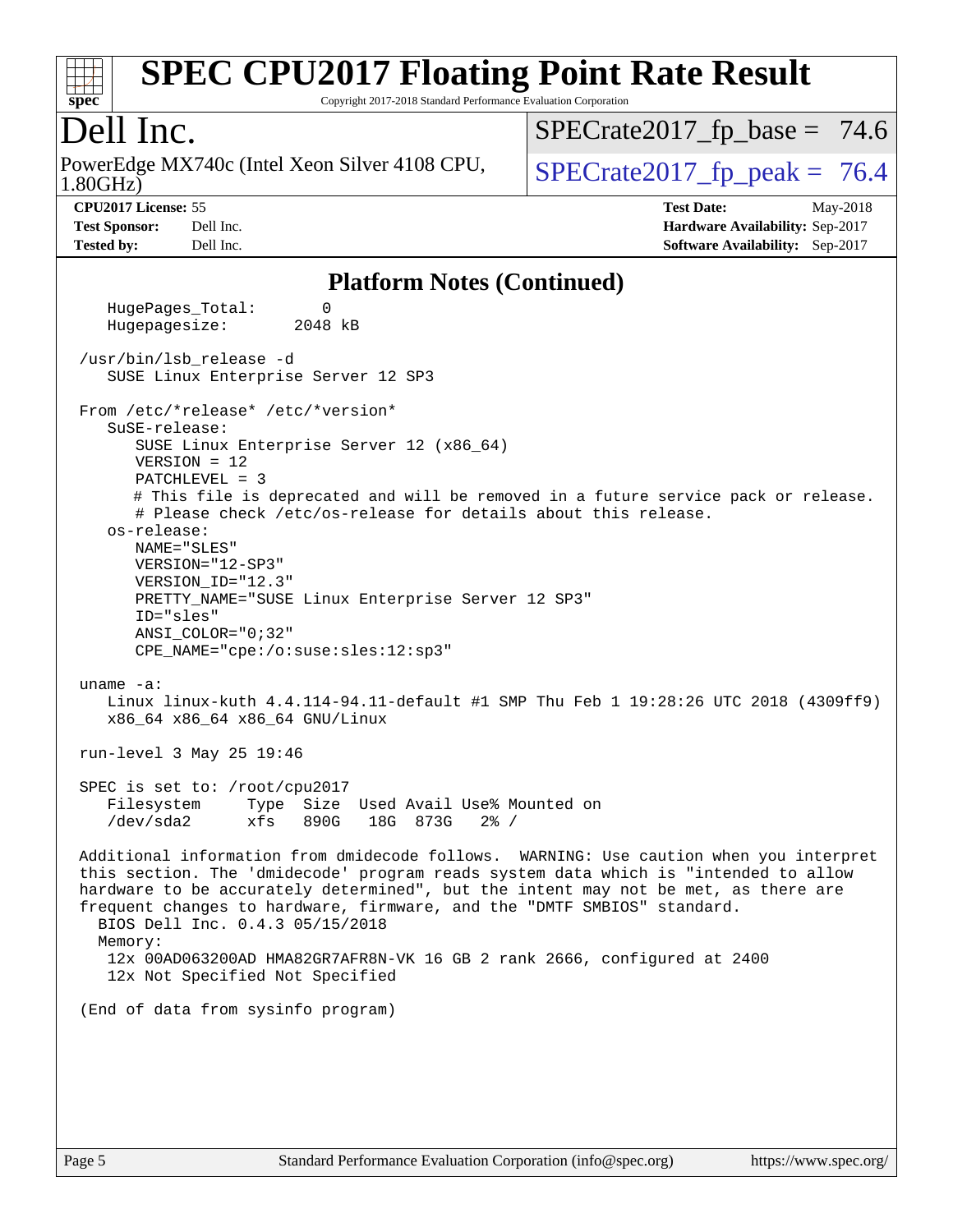# SPEC CPU2017 Floating Point Rate Result

Copyright 2017-2018 Standard Performance Evaluation Corporation

## Dell Inc.

PowerEdge MX740c (Intel Xeon Silver 4108 CPU, 1.80GHz)

SPECrate2017_fp_base = 74.6

SPECrate2017_fp_peak = 76.4

**CPU2017 License:** 55
**Test Sponsor:** Dell Inc.
**Tested by:** Dell Inc.

**Test Date:** May-2018
**Hardware Availability:** Sep-2017
**Software Availability:** Sep-2017

### Platform Notes (Continued)

```
    HugePages_Total:       0
    Hugepagesize:       2048 kB

 /usr/bin/lsb_release -d
    SUSE Linux Enterprise Server 12 SP3

 From /etc/*release* /etc/*version*
    SuSE-release:
       SUSE Linux Enterprise Server 12 (x86_64)
       VERSION = 12
       PATCHLEVEL = 3
       # This file is deprecated and will be removed in a future service pack or release.
       # Please check /etc/os-release for details about this release.
    os-release:
       NAME="SLES"
       VERSION="12-SP3"
       VERSION_ID="12.3"
       PRETTY_NAME="SUSE Linux Enterprise Server 12 SP3"
       ID="sles"
       ANSI_COLOR="0;32"
       CPE_NAME="cpe:/o:suse:sles:12:sp3"

 uname -a:
    Linux linux-kuth 4.4.114-94.11-default #1 SMP Thu Feb 1 19:28:26 UTC 2018 (4309ff9)
    x86_64 x86_64 x86_64 GNU/Linux

 run-level 3 May 25 19:46

 SPEC is set to: /root/cpu2017
    Filesystem     Type  Size  Used Avail Use% Mounted on
    /dev/sda2      xfs   890G   18G  873G   2% /

 Additional information from dmidecode follows.  WARNING: Use caution when you interpret
 this section. The 'dmidecode' program reads system data which is "intended to allow
 hardware to be accurately determined", but the intent may not be met, as there are
 frequent changes to hardware, firmware, and the "DMTF SMBIOS" standard.
   BIOS Dell Inc. 0.4.3 05/15/2018
   Memory:
    12x 00AD063200AD HMA82GR7AFR8N-VK 16 GB 2 rank 2666, configured at 2400
    12x Not Specified Not Specified

 (End of data from sysinfo program)
```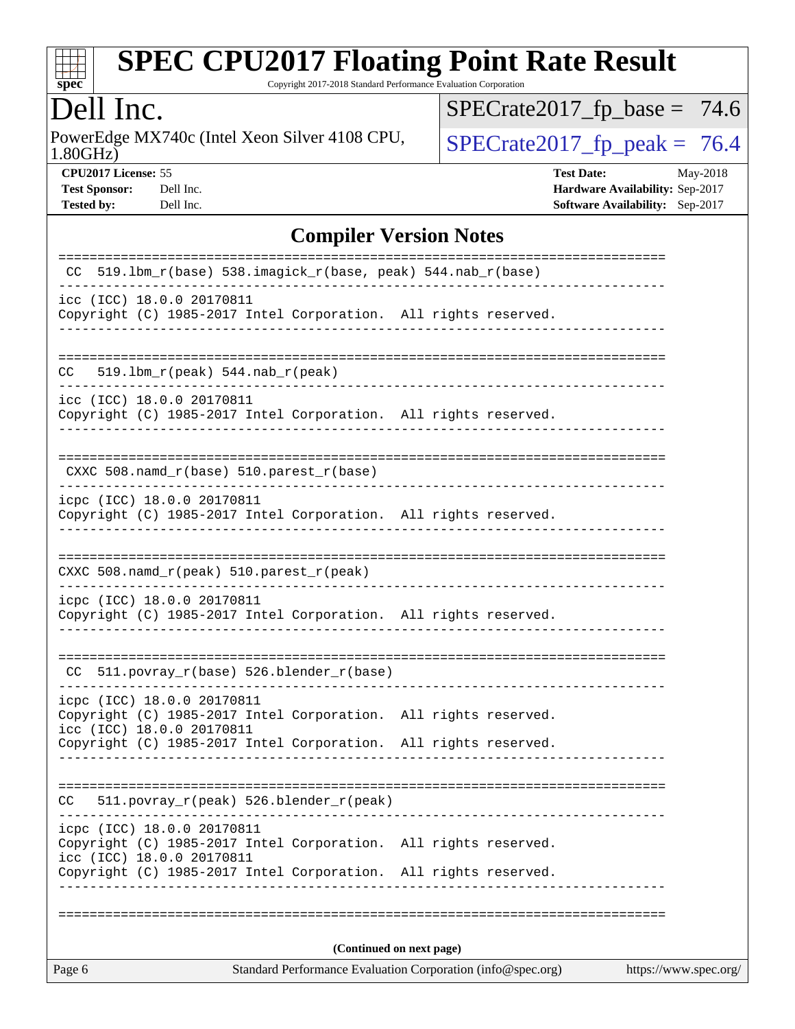# SPEC CPU2017 Floating Point Rate Result

Copyright 2017-2018 Standard Performance Evaluation Corporation

## Dell Inc.

PowerEdge MX740c (Intel Xeon Silver 4108 CPU, 1.80GHz)

SPECrate2017_fp_base = 74.6

SPECrate2017_fp_peak = 76.4

**CPU2017 License:** 55
**Test Sponsor:** Dell Inc.
**Tested by:** Dell Inc.

**Test Date:** May-2018
**Hardware Availability:** Sep-2017
**Software Availability:** Sep-2017

## Compiler Version Notes

```
==============================================================================
 CC  519.lbm_r(base) 538.imagick_r(base, peak) 544.nab_r(base)
------------------------------------------------------------------------------
icc (ICC) 18.0.0 20170811
Copyright (C) 1985-2017 Intel Corporation.  All rights reserved.
------------------------------------------------------------------------------

==============================================================================
 CC  519.lbm_r(peak) 544.nab_r(peak)
------------------------------------------------------------------------------
icc (ICC) 18.0.0 20170811
Copyright (C) 1985-2017 Intel Corporation.  All rights reserved.
------------------------------------------------------------------------------

==============================================================================
 CXXC 508.namd_r(base) 510.parest_r(base)
------------------------------------------------------------------------------
icpc (ICC) 18.0.0 20170811
Copyright (C) 1985-2017 Intel Corporation.  All rights reserved.
------------------------------------------------------------------------------

==============================================================================
 CXXC 508.namd_r(peak) 510.parest_r(peak)
------------------------------------------------------------------------------
icpc (ICC) 18.0.0 20170811
Copyright (C) 1985-2017 Intel Corporation.  All rights reserved.
------------------------------------------------------------------------------

==============================================================================
 CC  511.povray_r(base) 526.blender_r(base)
------------------------------------------------------------------------------
icpc (ICC) 18.0.0 20170811
Copyright (C) 1985-2017 Intel Corporation.  All rights reserved.
icc (ICC) 18.0.0 20170811
Copyright (C) 1985-2017 Intel Corporation.  All rights reserved.
------------------------------------------------------------------------------

==============================================================================
 CC  511.povray_r(peak) 526.blender_r(peak)
------------------------------------------------------------------------------
icpc (ICC) 18.0.0 20170811
Copyright (C) 1985-2017 Intel Corporation.  All rights reserved.
icc (ICC) 18.0.0 20170811
Copyright (C) 1985-2017 Intel Corporation.  All rights reserved.
------------------------------------------------------------------------------

==============================================================================
```

**(Continued on next page)**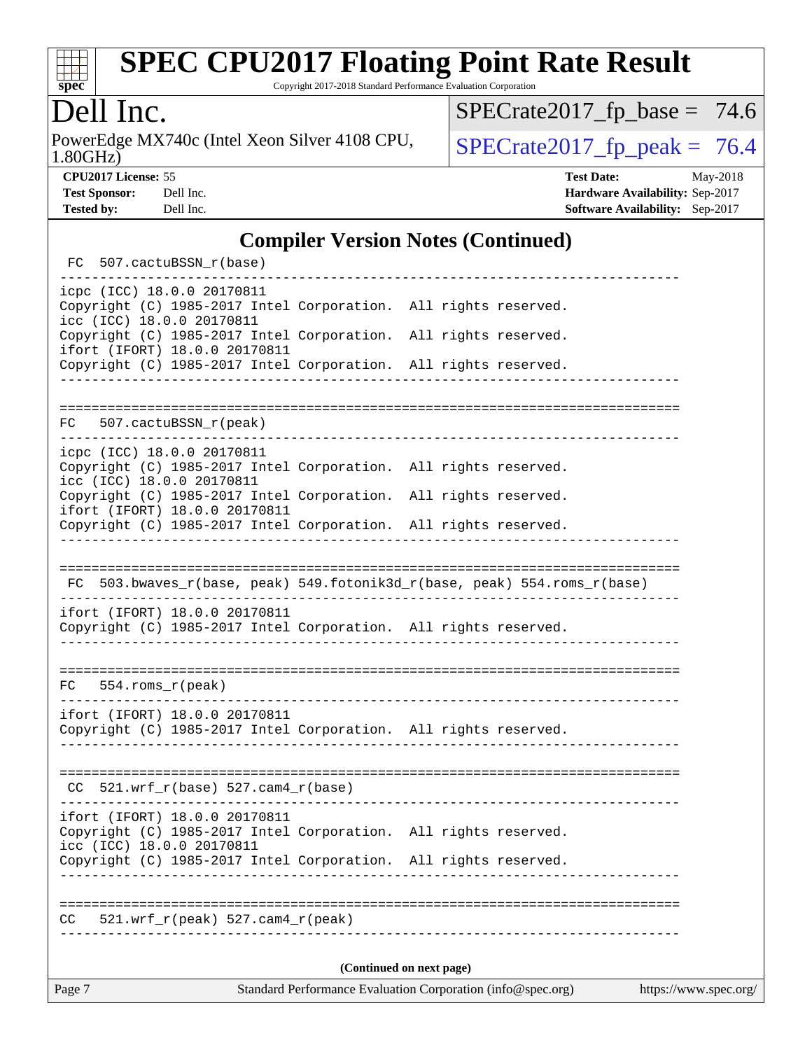## Compiler Version Notes (Continued)

```
 FC  507.cactuBSSN_r(base)
------------------------------------------------------------------------------
icpc (ICC) 18.0.0 20170811
Copyright (C) 1985-2017 Intel Corporation.  All rights reserved.
icc (ICC) 18.0.0 20170811
Copyright (C) 1985-2017 Intel Corporation.  All rights reserved.
ifort (IFORT) 18.0.0 20170811
Copyright (C) 1985-2017 Intel Corporation.  All rights reserved.
------------------------------------------------------------------------------

==============================================================================
 FC  507.cactuBSSN_r(peak)
------------------------------------------------------------------------------
icpc (ICC) 18.0.0 20170811
Copyright (C) 1985-2017 Intel Corporation.  All rights reserved.
icc (ICC) 18.0.0 20170811
Copyright (C) 1985-2017 Intel Corporation.  All rights reserved.
ifort (IFORT) 18.0.0 20170811
Copyright (C) 1985-2017 Intel Corporation.  All rights reserved.
------------------------------------------------------------------------------

==============================================================================
 FC  503.bwaves_r(base, peak) 549.fotonik3d_r(base, peak) 554.roms_r(base)
------------------------------------------------------------------------------
ifort (IFORT) 18.0.0 20170811
Copyright (C) 1985-2017 Intel Corporation.  All rights reserved.
------------------------------------------------------------------------------

==============================================================================
 FC  554.roms_r(peak)
------------------------------------------------------------------------------
ifort (IFORT) 18.0.0 20170811
Copyright (C) 1985-2017 Intel Corporation.  All rights reserved.
------------------------------------------------------------------------------

==============================================================================
 CC  521.wrf_r(base) 527.cam4_r(base)
------------------------------------------------------------------------------
ifort (IFORT) 18.0.0 20170811
Copyright (C) 1985-2017 Intel Corporation.  All rights reserved.
icc (ICC) 18.0.0 20170811
Copyright (C) 1985-2017 Intel Corporation.  All rights reserved.
------------------------------------------------------------------------------

==============================================================================
 CC  521.wrf_r(peak) 527.cam4_r(peak)
------------------------------------------------------------------------------
```

(Continued on next page)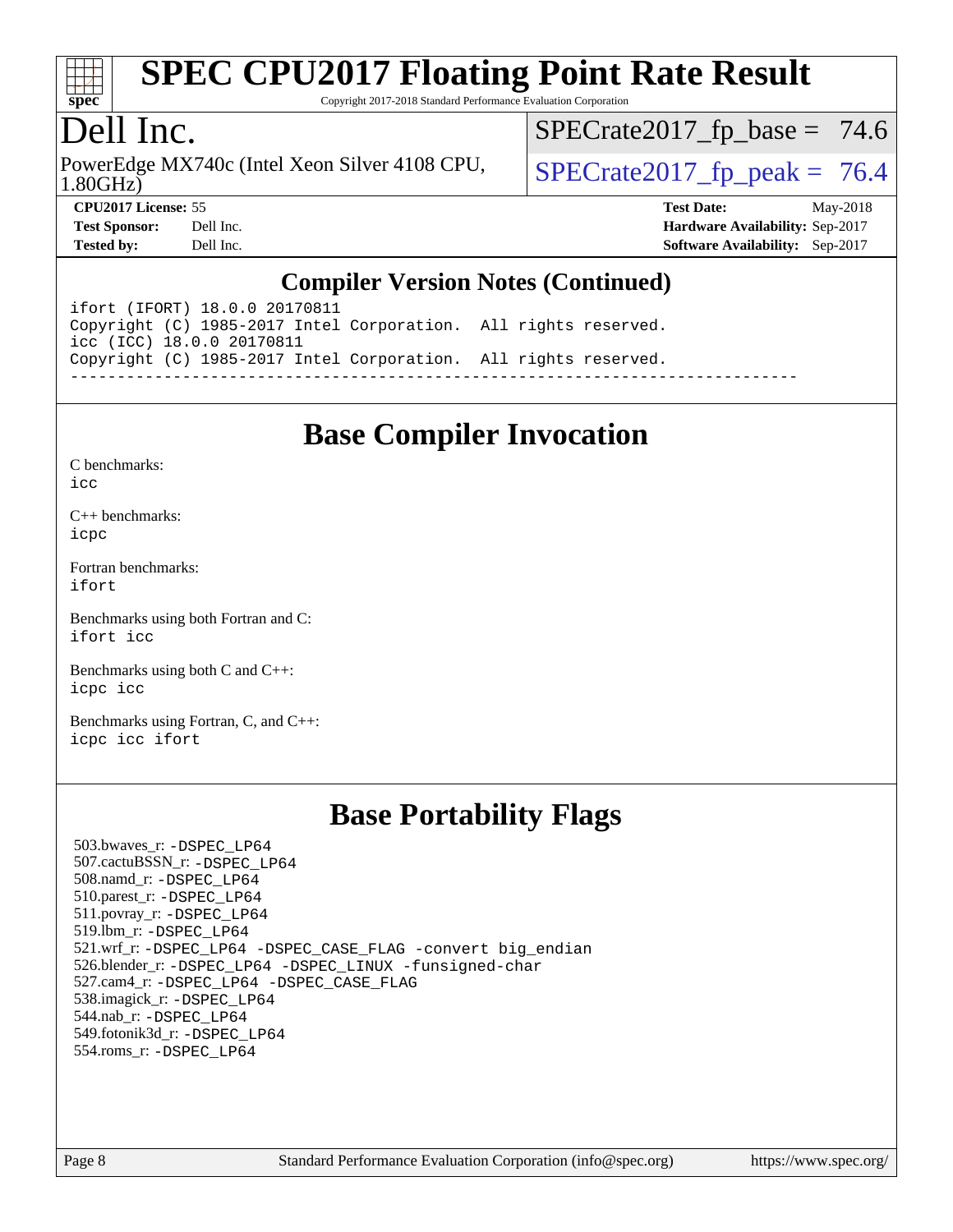## Compiler Version Notes (Continued)

```
ifort (IFORT) 18.0.0 20170811
Copyright (C) 1985-2017 Intel Corporation.  All rights reserved.
icc (ICC) 18.0.0 20170811
Copyright (C) 1985-2017 Intel Corporation.  All rights reserved.
------------------------------------------------------------------------------
```

## Base Compiler Invocation

C benchmarks:
icc

C++ benchmarks:
icpc

Fortran benchmarks:
ifort

Benchmarks using both Fortran and C:
ifort icc

Benchmarks using both C and C++:
icpc icc

Benchmarks using Fortran, C, and C++:
icpc icc ifort

## Base Portability Flags

503.bwaves_r: -DSPEC_LP64
507.cactuBSSN_r: -DSPEC_LP64
508.namd_r: -DSPEC_LP64
510.parest_r: -DSPEC_LP64
511.povray_r: -DSPEC_LP64
519.lbm_r: -DSPEC_LP64
521.wrf_r: -DSPEC_LP64 -DSPEC_CASE_FLAG -convert big_endian
526.blender_r: -DSPEC_LP64 -DSPEC_LINUX -funsigned-char
527.cam4_r: -DSPEC_LP64 -DSPEC_CASE_FLAG
538.imagick_r: -DSPEC_LP64
544.nab_r: -DSPEC_LP64
549.fotonik3d_r: -DSPEC_LP64
554.roms_r: -DSPEC_LP64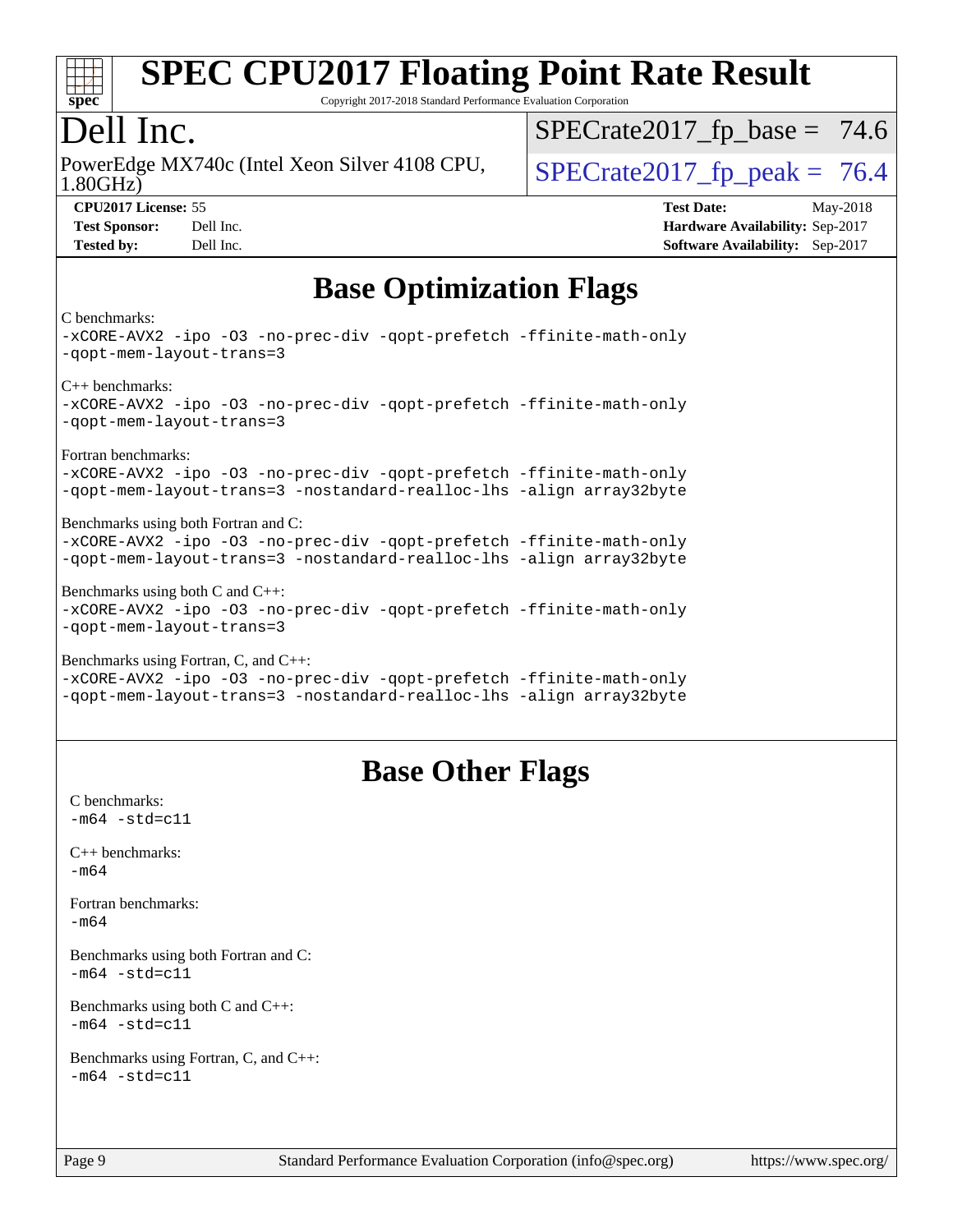# SPEC CPU2017 Floating Point Rate Result

Copyright 2017-2018 Standard Performance Evaluation Corporation

## Dell Inc.

PowerEdge MX740c (Intel Xeon Silver 4108 CPU, 1.80GHz)

SPECrate2017_fp_base = 74.6

SPECrate2017_fp_peak = 76.4

**CPU2017 License:** 55
**Test Sponsor:** Dell Inc.
**Tested by:** Dell Inc.
**Test Date:** May-2018
**Hardware Availability:** Sep-2017
**Software Availability:** Sep-2017

## Base Optimization Flags

C benchmarks:

```
-xCORE-AVX2 -ipo -O3 -no-prec-div -qopt-prefetch -ffinite-math-only
-qopt-mem-layout-trans=3
```

C++ benchmarks:

```
-xCORE-AVX2 -ipo -O3 -no-prec-div -qopt-prefetch -ffinite-math-only
-qopt-mem-layout-trans=3
```

Fortran benchmarks:

```
-xCORE-AVX2 -ipo -O3 -no-prec-div -qopt-prefetch -ffinite-math-only
-qopt-mem-layout-trans=3 -nostandard-realloc-lhs -align array32byte
```

Benchmarks using both Fortran and C:

```
-xCORE-AVX2 -ipo -O3 -no-prec-div -qopt-prefetch -ffinite-math-only
-qopt-mem-layout-trans=3 -nostandard-realloc-lhs -align array32byte
```

Benchmarks using both C and C++:

```
-xCORE-AVX2 -ipo -O3 -no-prec-div -qopt-prefetch -ffinite-math-only
-qopt-mem-layout-trans=3
```

Benchmarks using Fortran, C, and C++:

```
-xCORE-AVX2 -ipo -O3 -no-prec-div -qopt-prefetch -ffinite-math-only
-qopt-mem-layout-trans=3 -nostandard-realloc-lhs -align array32byte
```

## Base Other Flags

C benchmarks:

```
-m64 -std=c11
```

C++ benchmarks:

```
-m64
```

Fortran benchmarks:

```
-m64
```

Benchmarks using both Fortran and C:

```
-m64 -std=c11
```

Benchmarks using both C and C++:

```
-m64 -std=c11
```

Benchmarks using Fortran, C, and C++:

```
-m64 -std=c11
```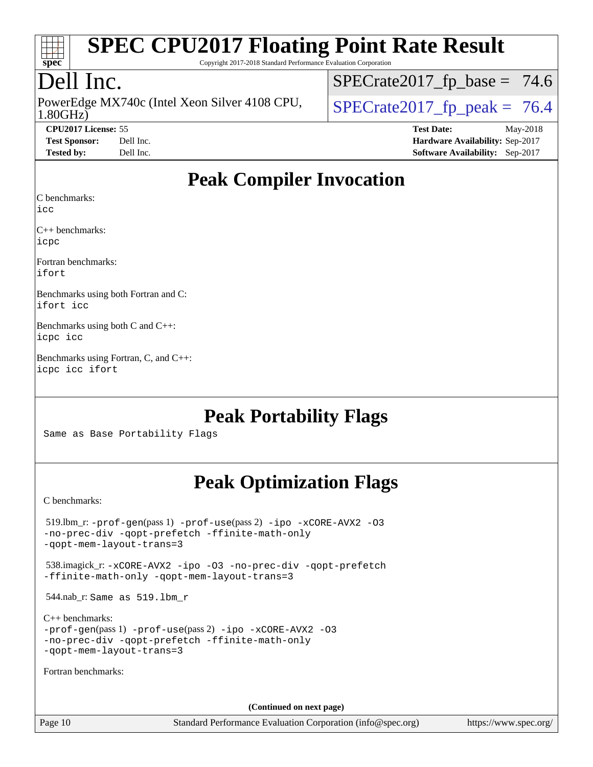# SPEC CPU2017 Floating Point Rate Result

Copyright 2017-2018 Standard Performance Evaluation Corporation

# Dell Inc.

PowerEdge MX740c (Intel Xeon Silver 4108 CPU, 1.80GHz)

SPECrate2017_fp_base = 74.6

SPECrate2017_fp_peak = 76.4

**CPU2017 License:** 55
**Test Sponsor:** Dell Inc.
**Tested by:** Dell Inc.

**Test Date:** May-2018
**Hardware Availability:** Sep-2017
**Software Availability:** Sep-2017

## Peak Compiler Invocation

C benchmarks:
`icc`

C++ benchmarks:
`icpc`

Fortran benchmarks:
`ifort`

Benchmarks using both Fortran and C:
`ifort icc`

Benchmarks using both C and C++:
`icpc icc`

Benchmarks using Fortran, C, and C++:
`icpc icc ifort`

## Peak Portability Flags

Same as Base Portability Flags

## Peak Optimization Flags

C benchmarks:

519.lbm_r: `-prof-gen`(pass 1) `-prof-use`(pass 2) `-ipo -xCORE-AVX2 -O3 -no-prec-div -qopt-prefetch -ffinite-math-only -qopt-mem-layout-trans=3`

538.imagick_r: `-xCORE-AVX2 -ipo -O3 -no-prec-div -qopt-prefetch -ffinite-math-only -qopt-mem-layout-trans=3`

544.nab_r: Same as 519.lbm_r

C++ benchmarks:
`-prof-gen`(pass 1) `-prof-use`(pass 2) `-ipo -xCORE-AVX2 -O3 -no-prec-div -qopt-prefetch -ffinite-math-only -qopt-mem-layout-trans=3`

Fortran benchmarks:

**(Continued on next page)**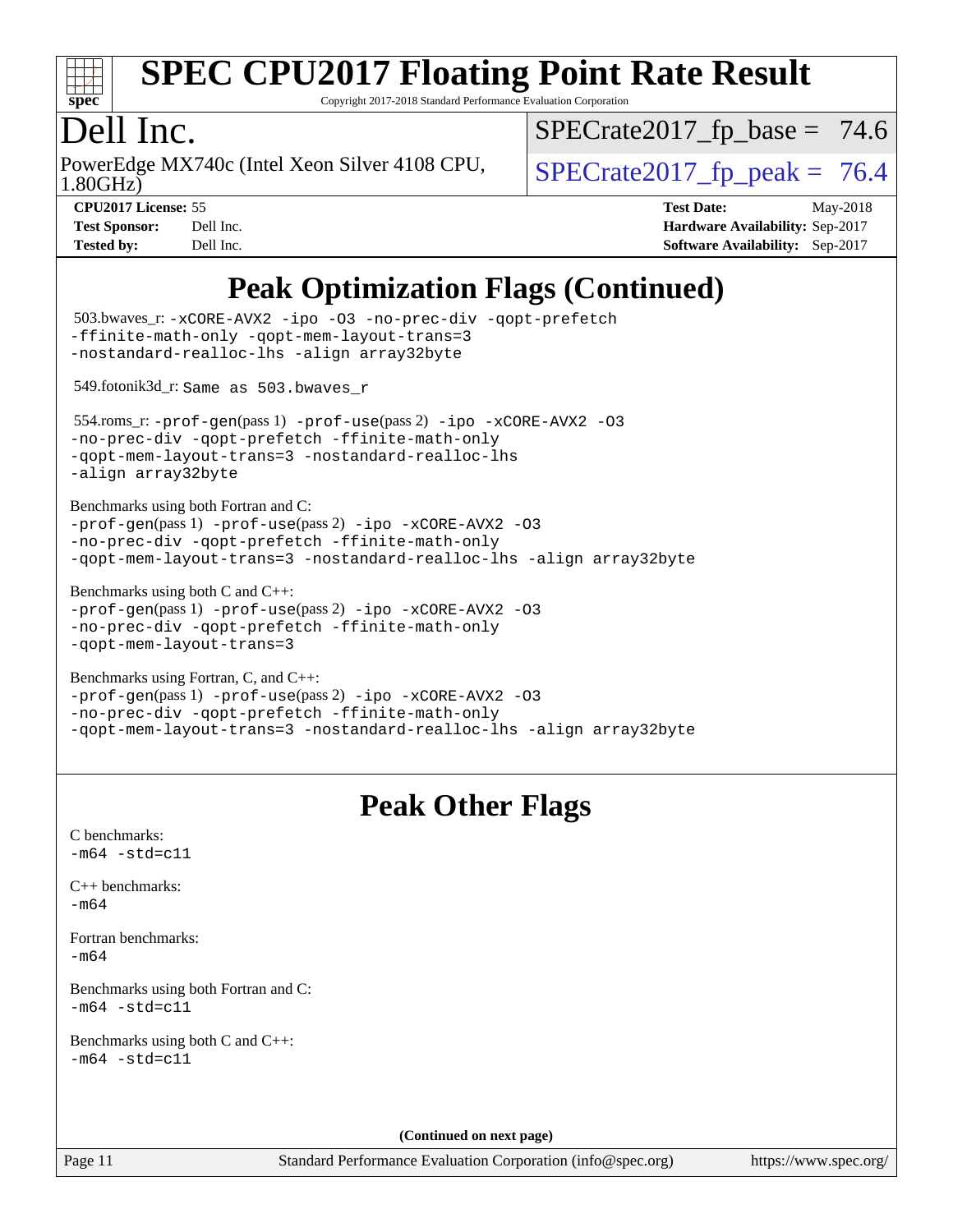# SPEC CPU2017 Floating Point Rate Result

Copyright 2017-2018 Standard Performance Evaluation Corporation

**Dell Inc.**

PowerEdge MX740c (Intel Xeon Silver 4108 CPU, 1.80GHz)

SPECrate2017_fp_base = 74.6

SPECrate2017_fp_peak = 76.4

| | | | |
|---|---|---|---|
| **CPU2017 License:** | 55 | **Test Date:** | May-2018 |
| **Test Sponsor:** | Dell Inc. | **Hardware Availability:** | Sep-2017 |
| **Tested by:** | Dell Inc. | **Software Availability:** | Sep-2017 |

## Peak Optimization Flags (Continued)

503.bwaves_r: `-xCORE-AVX2 -ipo -O3 -no-prec-div -qopt-prefetch -ffinite-math-only -qopt-mem-layout-trans=3 -nostandard-realloc-lhs -align array32byte`

549.fotonik3d_r: `Same as 503.bwaves_r`

554.roms_r: `-prof-gen`(pass 1) `-prof-use`(pass 2) `-ipo -xCORE-AVX2 -O3 -no-prec-div -qopt-prefetch -ffinite-math-only -qopt-mem-layout-trans=3 -nostandard-realloc-lhs -align array32byte`

Benchmarks using both Fortran and C:
`-prof-gen`(pass 1) `-prof-use`(pass 2) `-ipo -xCORE-AVX2 -O3 -no-prec-div -qopt-prefetch -ffinite-math-only -qopt-mem-layout-trans=3 -nostandard-realloc-lhs -align array32byte`

Benchmarks using both C and C++:
`-prof-gen`(pass 1) `-prof-use`(pass 2) `-ipo -xCORE-AVX2 -O3 -no-prec-div -qopt-prefetch -ffinite-math-only -qopt-mem-layout-trans=3`

Benchmarks using Fortran, C, and C++:
`-prof-gen`(pass 1) `-prof-use`(pass 2) `-ipo -xCORE-AVX2 -O3 -no-prec-div -qopt-prefetch -ffinite-math-only -qopt-mem-layout-trans=3 -nostandard-realloc-lhs -align array32byte`

## Peak Other Flags

C benchmarks:
`-m64 -std=c11`

C++ benchmarks:
`-m64`

Fortran benchmarks:
`-m64`

Benchmarks using both Fortran and C:
`-m64 -std=c11`

Benchmarks using both C and C++:
`-m64 -std=c11`

**(Continued on next page)**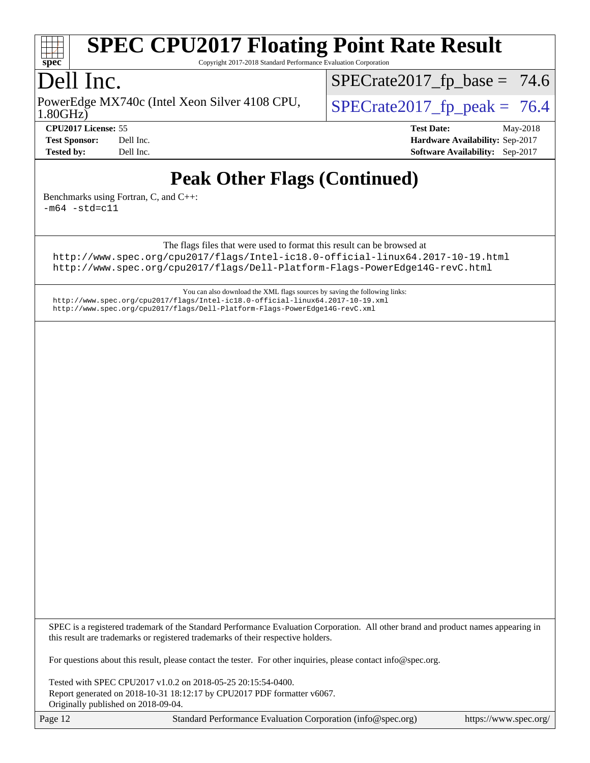# SPEC CPU2017 Floating Point Rate Result

Copyright 2017-2018 Standard Performance Evaluation Corporation

# Dell Inc.

PowerEdge MX740c (Intel Xeon Silver 4108 CPU, 1.80GHz)

SPECrate2017_fp_base = 74.6

SPECrate2017_fp_peak = 76.4

**CPU2017 License:** 55
**Test Sponsor:** Dell Inc.
**Tested by:** Dell Inc.

**Test Date:** May-2018
**Hardware Availability:** Sep-2017
**Software Availability:** Sep-2017

## Peak Other Flags (Continued)

Benchmarks using Fortran, C, and C++:
`-m64 -std=c11`

The flags files that were used to format this result can be browsed at
http://www.spec.org/cpu2017/flags/Intel-ic18.0-official-linux64.2017-10-19.html
http://www.spec.org/cpu2017/flags/Dell-Platform-Flags-PowerEdge14G-revC.html

You can also download the XML flags sources by saving the following links:
http://www.spec.org/cpu2017/flags/Intel-ic18.0-official-linux64.2017-10-19.xml
http://www.spec.org/cpu2017/flags/Dell-Platform-Flags-PowerEdge14G-revC.xml

SPEC is a registered trademark of the Standard Performance Evaluation Corporation. All other brand and product names appearing in this result are trademarks or registered trademarks of their respective holders.

For questions about this result, please contact the tester. For other inquiries, please contact info@spec.org.

Tested with SPEC CPU2017 v1.0.2 on 2018-05-25 20:15:54-0400.
Report generated on 2018-10-31 18:12:17 by CPU2017 PDF formatter v6067.
Originally published on 2018-09-04.